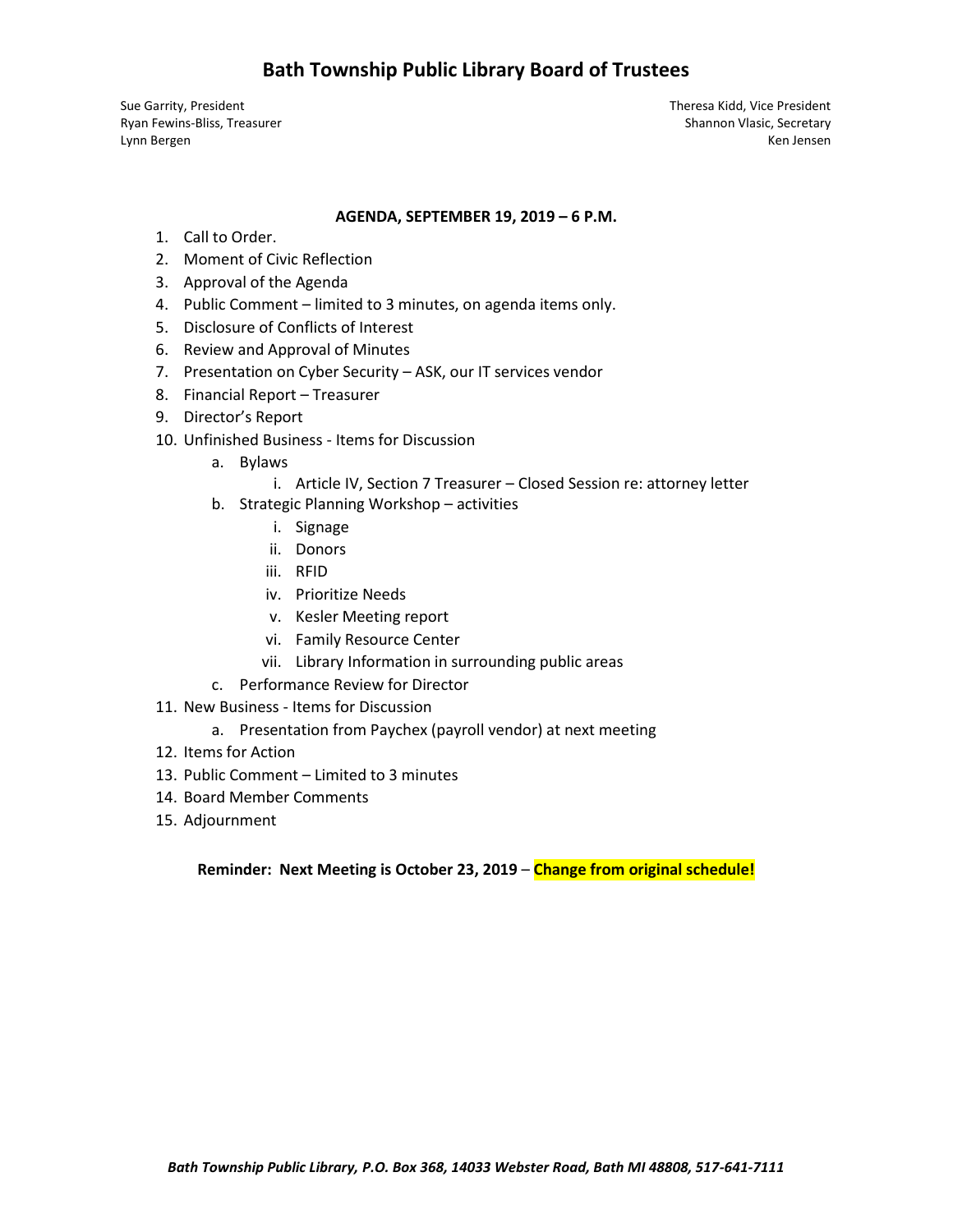# Bath Township Public Library Board of Trustees

Sue Garrity, President
Ryan Fewins-Bliss, Treasurer
Lynn Bergen

Theresa Kidd, Vice President
Shannon Vlasic, Secretary
Ken Jensen

**AGENDA, SEPTEMBER 19, 2019 – 6 P.M.**

1. Call to Order.
2. Moment of Civic Reflection
3. Approval of the Agenda
4. Public Comment – limited to 3 minutes, on agenda items only.
5. Disclosure of Conflicts of Interest
6. Review and Approval of Minutes
7. Presentation on Cyber Security – ASK, our IT services vendor
8. Financial Report – Treasurer
9. Director's Report
10. Unfinished Business - Items for Discussion
    a. Bylaws
        i. Article IV, Section 7 Treasurer – Closed Session re: attorney letter
    b. Strategic Planning Workshop – activities
        i. Signage
        ii. Donors
        iii. RFID
        iv. Prioritize Needs
        v. Kesler Meeting report
        vi. Family Resource Center
        vii. Library Information in surrounding public areas
    c. Performance Review for Director
11. New Business - Items for Discussion
    a. Presentation from Paychex (payroll vendor) at next meeting
12. Items for Action
13. Public Comment – Limited to 3 minutes
14. Board Member Comments
15. Adjournment

**Reminder: Next Meeting is October 23, 2019** – **Change from original schedule!**

*Bath Township Public Library, P.O. Box 368, 14033 Webster Road, Bath MI 48808, 517-641-7111*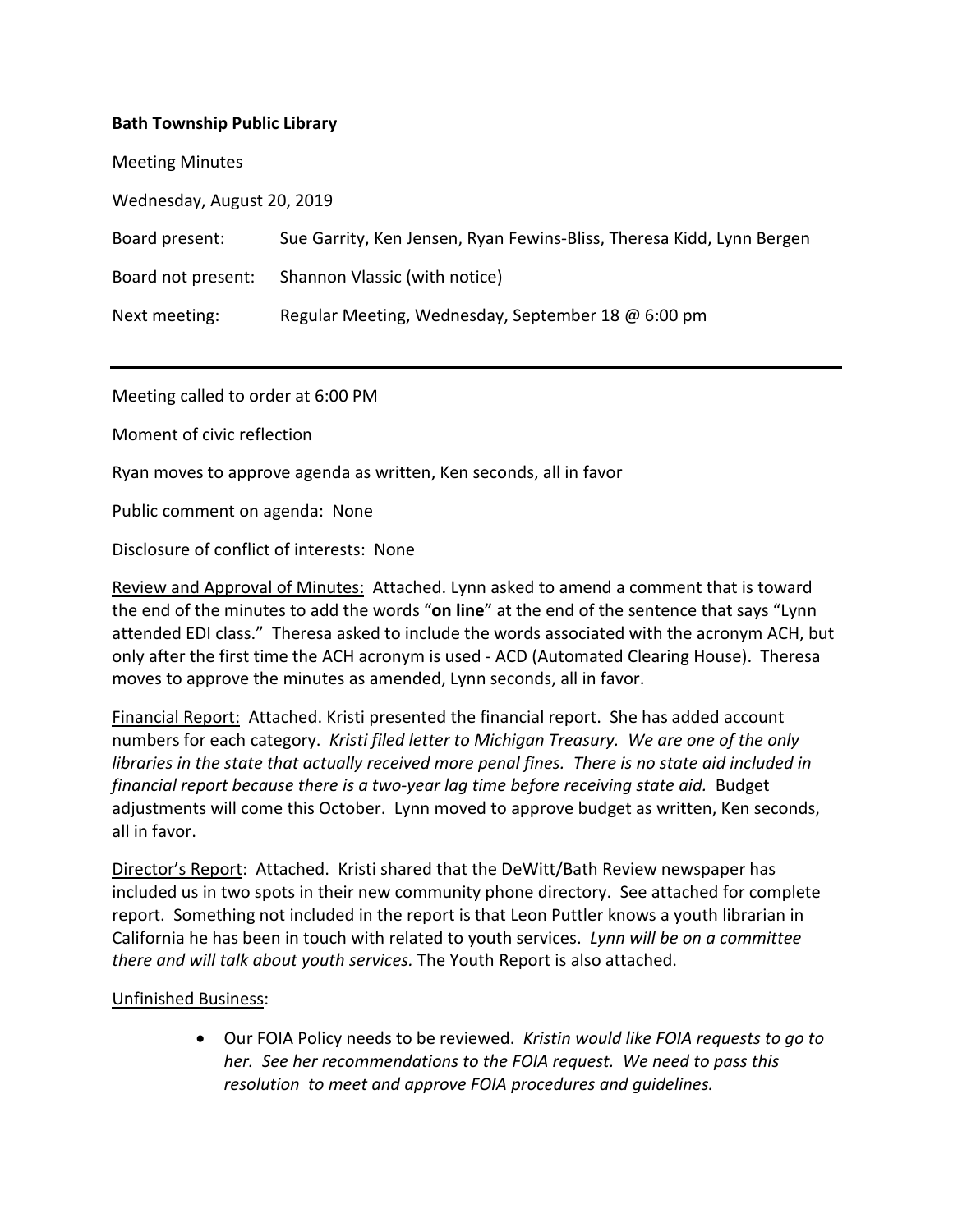**Bath Township Public Library**

Meeting Minutes

Wednesday, August 20, 2019

| | |
|---|---|
| Board present: | Sue Garrity, Ken Jensen, Ryan Fewins-Bliss, Theresa Kidd, Lynn Bergen |
| Board not present: | Shannon Vlassic (with notice) |
| Next meeting: | Regular Meeting, Wednesday, September 18 @ 6:00 pm |

---

Meeting called to order at 6:00 PM

Moment of civic reflection

Ryan moves to approve agenda as written, Ken seconds, all in favor

Public comment on agenda: None

Disclosure of conflict of interests: None

<u>Review and Approval of Minutes:</u> Attached. Lynn asked to amend a comment that is toward the end of the minutes to add the words "**on line**" at the end of the sentence that says "Lynn attended EDI class." Theresa asked to include the words associated with the acronym ACH, but only after the first time the ACH acronym is used - ACD (Automated Clearing House). Theresa moves to approve the minutes as amended, Lynn seconds, all in favor.

<u>Financial Report:</u> Attached. Kristi presented the financial report. She has added account numbers for each category. *Kristi filed letter to Michigan Treasury. We are one of the only libraries in the state that actually received more penal fines. There is no state aid included in financial report because there is a two-year lag time before receiving state aid.* Budget adjustments will come this October. Lynn moved to approve budget as written, Ken seconds, all in favor.

<u>Director's Report</u>: Attached. Kristi shared that the DeWitt/Bath Review newspaper has included us in two spots in their new community phone directory. See attached for complete report. Something not included in the report is that Leon Puttler knows a youth librarian in California he has been in touch with related to youth services. *Lynn will be on a committee there and will talk about youth services.* The Youth Report is also attached.

<u>Unfinished Business</u>:

- Our FOIA Policy needs to be reviewed. *Kristin would like FOIA requests to go to her. See her recommendations to the FOIA request. We need to pass this resolution to meet and approve FOIA procedures and guidelines.*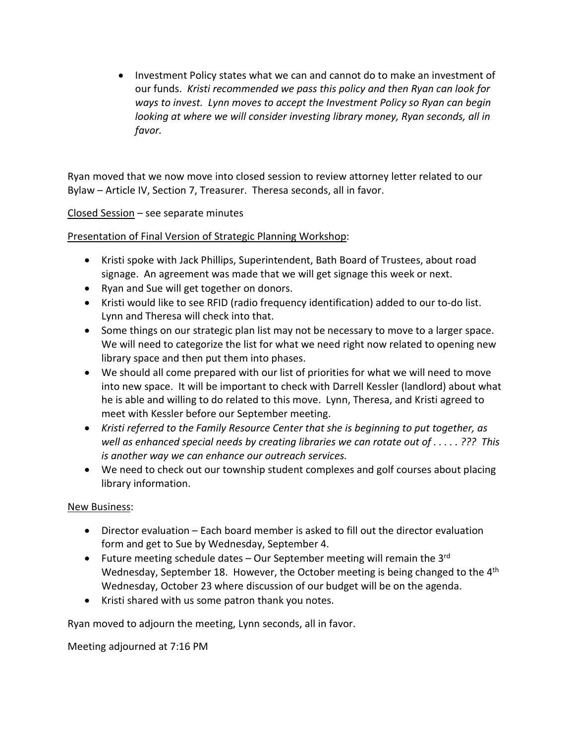- Investment Policy states what we can and cannot do to make an investment of our funds. *Kristi recommended we pass this policy and then Ryan can look for ways to invest. Lynn moves to accept the Investment Policy so Ryan can begin looking at where we will consider investing library money, Ryan seconds, all in favor.*

Ryan moved that we now move into closed session to review attorney letter related to our Bylaw – Article IV, Section 7, Treasurer. Theresa seconds, all in favor.

<u>Closed Session</u> – see separate minutes

<u>Presentation of Final Version of Strategic Planning Workshop</u>:

- Kristi spoke with Jack Phillips, Superintendent, Bath Board of Trustees, about road signage. An agreement was made that we will get signage this week or next.
- Ryan and Sue will get together on donors.
- Kristi would like to see RFID (radio frequency identification) added to our to-do list. Lynn and Theresa will check into that.
- Some things on our strategic plan list may not be necessary to move to a larger space. We will need to categorize the list for what we need right now related to opening new library space and then put them into phases.
- We should all come prepared with our list of priorities for what we will need to move into new space. It will be important to check with Darrell Kessler (landlord) about what he is able and willing to do related to this move. Lynn, Theresa, and Kristi agreed to meet with Kessler before our September meeting.
- *Kristi referred to the Family Resource Center that she is beginning to put together, as well as enhanced special needs by creating libraries we can rotate out of . . . . . ??? This is another way we can enhance our outreach services.*
- We need to check out our township student complexes and golf courses about placing library information.

<u>New Business</u>:

- Director evaluation – Each board member is asked to fill out the director evaluation form and get to Sue by Wednesday, September 4.
- Future meeting schedule dates – Our September meeting will remain the 3rd Wednesday, September 18. However, the October meeting is being changed to the 4th Wednesday, October 23 where discussion of our budget will be on the agenda.
- Kristi shared with us some patron thank you notes.

Ryan moved to adjourn the meeting, Lynn seconds, all in favor.

Meeting adjourned at 7:16 PM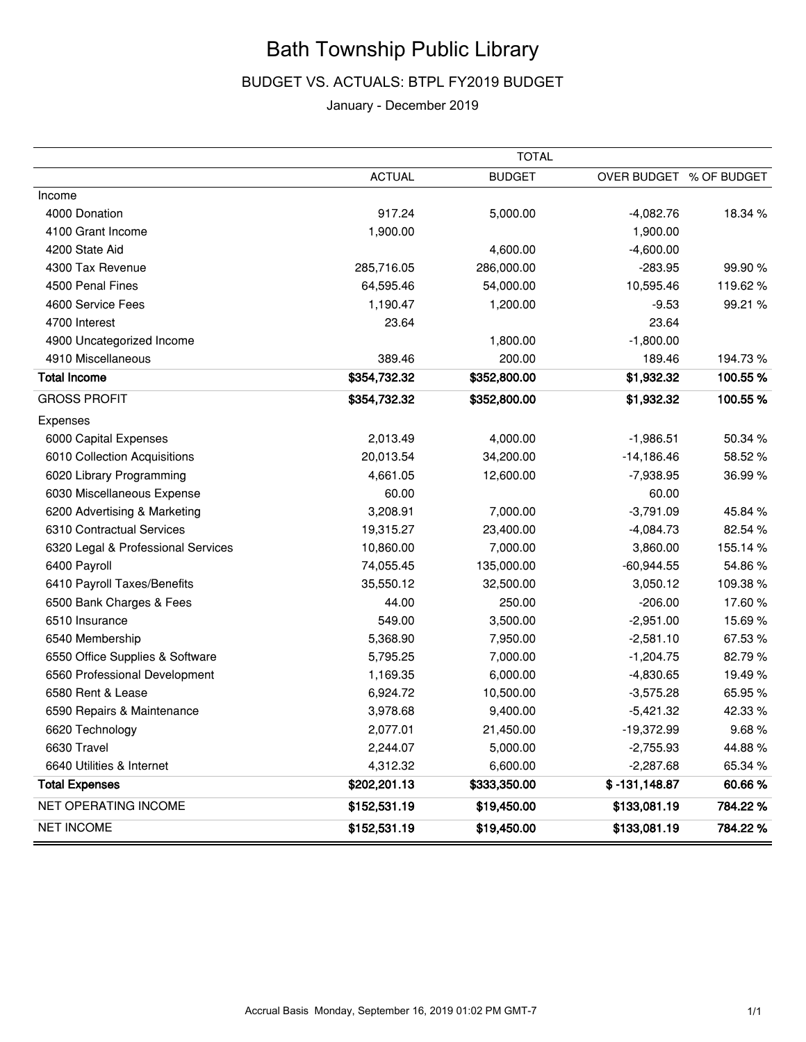# Bath Township Public Library

## BUDGET VS. ACTUALS: BTPL FY2019 BUDGET

January - December 2019

| | TOTAL | | | |
|---|---|---|---|---|
| | ACTUAL | BUDGET | OVER BUDGET | % OF BUDGET |
| Income | | | | |
| 4000 Donation | 917.24 | 5,000.00 | -4,082.76 | 18.34 % |
| 4100 Grant Income | 1,900.00 | | 1,900.00 | |
| 4200 State Aid | | 4,600.00 | -4,600.00 | |
| 4300 Tax Revenue | 285,716.05 | 286,000.00 | -283.95 | 99.90 % |
| 4500 Penal Fines | 64,595.46 | 54,000.00 | 10,595.46 | 119.62 % |
| 4600 Service Fees | 1,190.47 | 1,200.00 | -9.53 | 99.21 % |
| 4700 Interest | 23.64 | | 23.64 | |
| 4900 Uncategorized Income | | 1,800.00 | -1,800.00 | |
| 4910 Miscellaneous | 389.46 | 200.00 | 189.46 | 194.73 % |
| **Total Income** | **$354,732.32** | **$352,800.00** | **$1,932.32** | **100.55 %** |
| GROSS PROFIT | **$354,732.32** | **$352,800.00** | **$1,932.32** | **100.55 %** |
| Expenses | | | | |
| 6000 Capital Expenses | 2,013.49 | 4,000.00 | -1,986.51 | 50.34 % |
| 6010 Collection Acquisitions | 20,013.54 | 34,200.00 | -14,186.46 | 58.52 % |
| 6020 Library Programming | 4,661.05 | 12,600.00 | -7,938.95 | 36.99 % |
| 6030 Miscellaneous Expense | 60.00 | | 60.00 | |
| 6200 Advertising & Marketing | 3,208.91 | 7,000.00 | -3,791.09 | 45.84 % |
| 6310 Contractual Services | 19,315.27 | 23,400.00 | -4,084.73 | 82.54 % |
| 6320 Legal & Professional Services | 10,860.00 | 7,000.00 | 3,860.00 | 155.14 % |
| 6400 Payroll | 74,055.45 | 135,000.00 | -60,944.55 | 54.86 % |
| 6410 Payroll Taxes/Benefits | 35,550.12 | 32,500.00 | 3,050.12 | 109.38 % |
| 6500 Bank Charges & Fees | 44.00 | 250.00 | -206.00 | 17.60 % |
| 6510 Insurance | 549.00 | 3,500.00 | -2,951.00 | 15.69 % |
| 6540 Membership | 5,368.90 | 7,950.00 | -2,581.10 | 67.53 % |
| 6550 Office Supplies & Software | 5,795.25 | 7,000.00 | -1,204.75 | 82.79 % |
| 6560 Professional Development | 1,169.35 | 6,000.00 | -4,830.65 | 19.49 % |
| 6580 Rent & Lease | 6,924.72 | 10,500.00 | -3,575.28 | 65.95 % |
| 6590 Repairs & Maintenance | 3,978.68 | 9,400.00 | -5,421.32 | 42.33 % |
| 6620 Technology | 2,077.01 | 21,450.00 | -19,372.99 | 9.68 % |
| 6630 Travel | 2,244.07 | 5,000.00 | -2,755.93 | 44.88 % |
| 6640 Utilities & Internet | 4,312.32 | 6,600.00 | -2,287.68 | 65.34 % |
| **Total Expenses** | **$202,201.13** | **$333,350.00** | **$ -131,148.87** | **60.66 %** |
| NET OPERATING INCOME | **$152,531.19** | **$19,450.00** | **$133,081.19** | **784.22 %** |
| NET INCOME | **$152,531.19** | **$19,450.00** | **$133,081.19** | **784.22 %** |

Accrual Basis Monday, September 16, 2019 01:02 PM GMT-7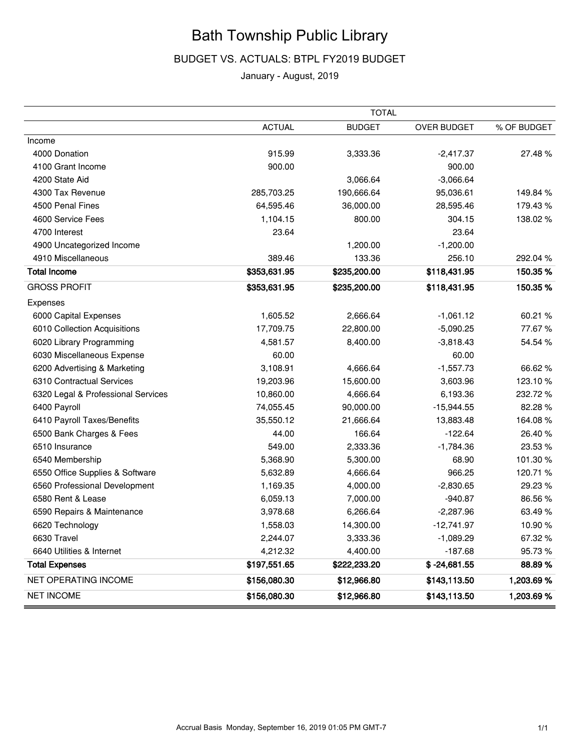# Bath Township Public Library

## BUDGET VS. ACTUALS: BTPL FY2019 BUDGET

January - August, 2019

| | TOTAL | | | |
|---|---|---|---|---|
| | ACTUAL | BUDGET | OVER BUDGET | % OF BUDGET |
| Income | | | | |
| 4000 Donation | 915.99 | 3,333.36 | -2,417.37 | 27.48 % |
| 4100 Grant Income | 900.00 | | 900.00 | |
| 4200 State Aid | | 3,066.64 | -3,066.64 | |
| 4300 Tax Revenue | 285,703.25 | 190,666.64 | 95,036.61 | 149.84 % |
| 4500 Penal Fines | 64,595.46 | 36,000.00 | 28,595.46 | 179.43 % |
| 4600 Service Fees | 1,104.15 | 800.00 | 304.15 | 138.02 % |
| 4700 Interest | 23.64 | | 23.64 | |
| 4900 Uncategorized Income | | 1,200.00 | -1,200.00 | |
| 4910 Miscellaneous | 389.46 | 133.36 | 256.10 | 292.04 % |
| **Total Income** | **$353,631.95** | **$235,200.00** | **$118,431.95** | **150.35 %** |
| GROSS PROFIT | **$353,631.95** | **$235,200.00** | **$118,431.95** | **150.35 %** |
| Expenses | | | | |
| 6000 Capital Expenses | 1,605.52 | 2,666.64 | -1,061.12 | 60.21 % |
| 6010 Collection Acquisitions | 17,709.75 | 22,800.00 | -5,090.25 | 77.67 % |
| 6020 Library Programming | 4,581.57 | 8,400.00 | -3,818.43 | 54.54 % |
| 6030 Miscellaneous Expense | 60.00 | | 60.00 | |
| 6200 Advertising & Marketing | 3,108.91 | 4,666.64 | -1,557.73 | 66.62 % |
| 6310 Contractual Services | 19,203.96 | 15,600.00 | 3,603.96 | 123.10 % |
| 6320 Legal & Professional Services | 10,860.00 | 4,666.64 | 6,193.36 | 232.72 % |
| 6400 Payroll | 74,055.45 | 90,000.00 | -15,944.55 | 82.28 % |
| 6410 Payroll Taxes/Benefits | 35,550.12 | 21,666.64 | 13,883.48 | 164.08 % |
| 6500 Bank Charges & Fees | 44.00 | 166.64 | -122.64 | 26.40 % |
| 6510 Insurance | 549.00 | 2,333.36 | -1,784.36 | 23.53 % |
| 6540 Membership | 5,368.90 | 5,300.00 | 68.90 | 101.30 % |
| 6550 Office Supplies & Software | 5,632.89 | 4,666.64 | 966.25 | 120.71 % |
| 6560 Professional Development | 1,169.35 | 4,000.00 | -2,830.65 | 29.23 % |
| 6580 Rent & Lease | 6,059.13 | 7,000.00 | -940.87 | 86.56 % |
| 6590 Repairs & Maintenance | 3,978.68 | 6,266.64 | -2,287.96 | 63.49 % |
| 6620 Technology | 1,558.03 | 14,300.00 | -12,741.97 | 10.90 % |
| 6630 Travel | 2,244.07 | 3,333.36 | -1,089.29 | 67.32 % |
| 6640 Utilities & Internet | 4,212.32 | 4,400.00 | -187.68 | 95.73 % |
| **Total Expenses** | **$197,551.65** | **$222,233.20** | **$ -24,681.55** | **88.89 %** |
| NET OPERATING INCOME | **$156,080.30** | **$12,966.80** | **$143,113.50** | **1,203.69 %** |
| NET INCOME | **$156,080.30** | **$12,966.80** | **$143,113.50** | **1,203.69 %** |

Accrual Basis Monday, September 16, 2019 01:05 PM GMT-7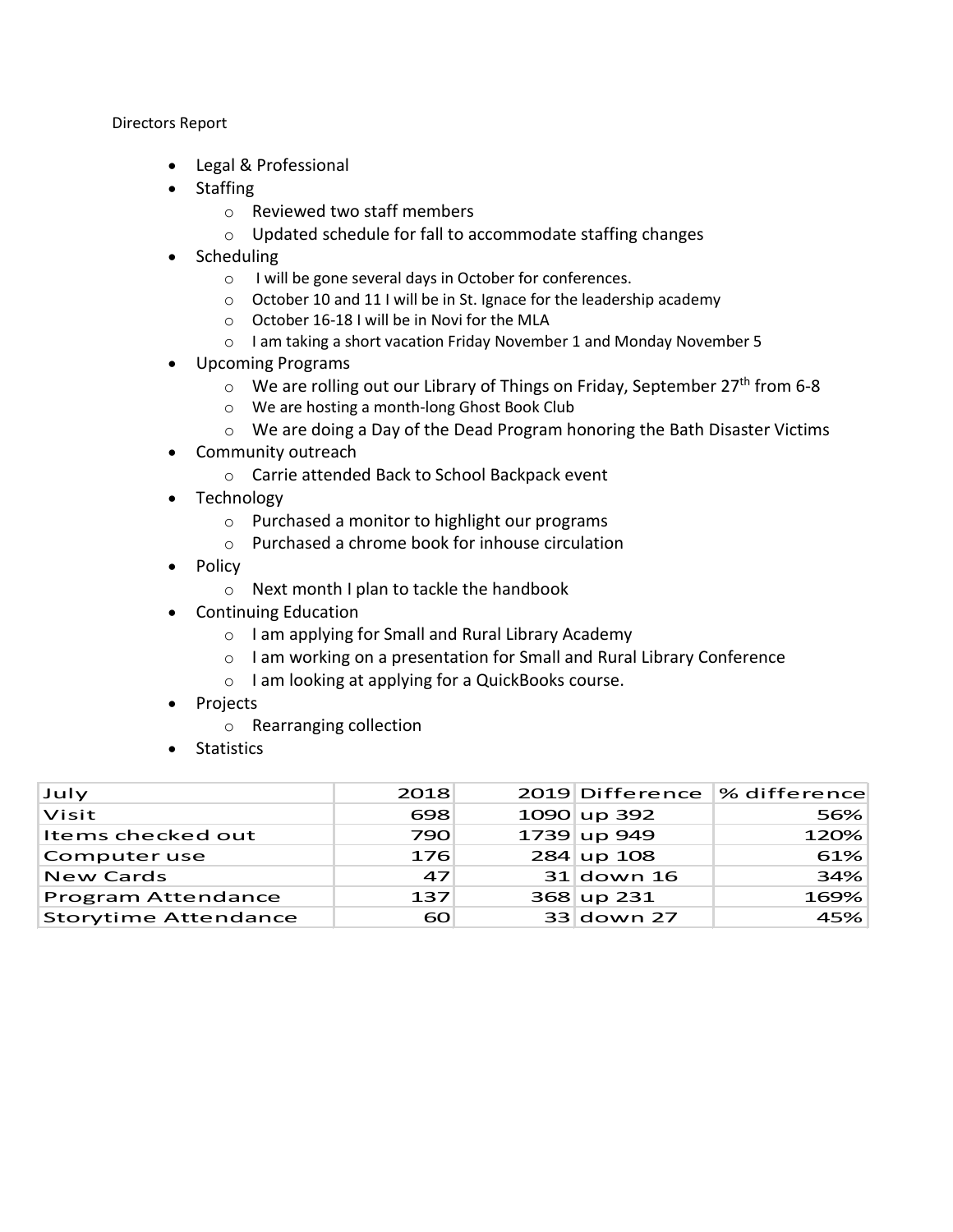Directors Report

- Legal & Professional
- Staffing
  - Reviewed two staff members
  - Updated schedule for fall to accommodate staffing changes
- Scheduling
  - I will be gone several days in October for conferences.
  - October 10 and 11 I will be in St. Ignace for the leadership academy
  - October 16-18 I will be in Novi for the MLA
  - I am taking a short vacation Friday November 1 and Monday November 5
- Upcoming Programs
  - We are rolling out our Library of Things on Friday, September 27th from 6-8
  - We are hosting a month-long Ghost Book Club
  - We are doing a Day of the Dead Program honoring the Bath Disaster Victims
- Community outreach
  - Carrie attended Back to School Backpack event
- Technology
  - Purchased a monitor to highlight our programs
  - Purchased a chrome book for inhouse circulation
- Policy
  - Next month I plan to tackle the handbook
- Continuing Education
  - I am applying for Small and Rural Library Academy
  - I am working on a presentation for Small and Rural Library Conference
  - I am looking at applying for a QuickBooks course.
- Projects
  - Rearranging collection
- Statistics

| July | 2018 | 2019 | Difference | % difference |
|---|---|---|---|---|
| Visit | 698 | 1090 | up 392 | 56% |
| Items checked out | 790 | 1739 | up 949 | 120% |
| Computer use | 176 | 284 | up 108 | 61% |
| New Cards | 47 | 31 | down 16 | 34% |
| Program Attendance | 137 | 368 | up 231 | 169% |
| Storytime Attendance | 60 | 33 | down 27 | 45% |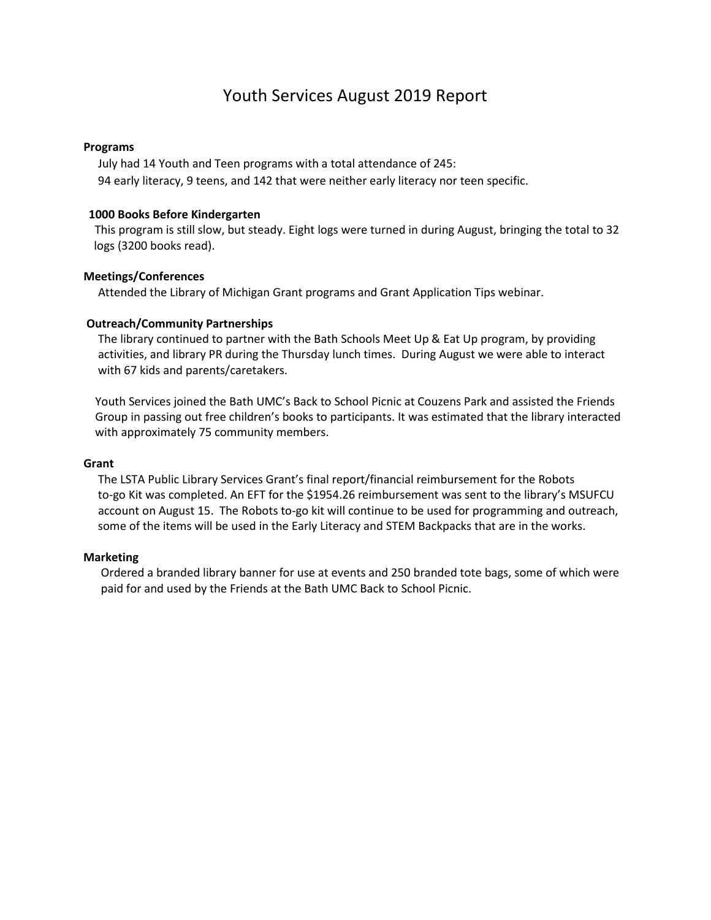# Youth Services August 2019 Report

**Programs**

July had 14 Youth and Teen programs with a total attendance of 245:
94 early literacy, 9 teens, and 142 that were neither early literacy nor teen specific.

**1000 Books Before Kindergarten**

This program is still slow, but steady. Eight logs were turned in during August, bringing the total to 32 logs (3200 books read).

**Meetings/Conferences**

Attended the Library of Michigan Grant programs and Grant Application Tips webinar.

**Outreach/Community Partnerships**

The library continued to partner with the Bath Schools Meet Up & Eat Up program, by providing activities, and library PR during the Thursday lunch times. During August we were able to interact with 67 kids and parents/caretakers.

Youth Services joined the Bath UMC's Back to School Picnic at Couzens Park and assisted the Friends Group in passing out free children's books to participants. It was estimated that the library interacted with approximately 75 community members.

**Grant**

The LSTA Public Library Services Grant's final report/financial reimbursement for the Robots to-go Kit was completed. An EFT for the $1954.26 reimbursement was sent to the library's MSUFCU account on August 15. The Robots to-go kit will continue to be used for programming and outreach, some of the items will be used in the Early Literacy and STEM Backpacks that are in the works.

**Marketing**

Ordered a branded library banner for use at events and 250 branded tote bags, some of which were paid for and used by the Friends at the Bath UMC Back to School Picnic.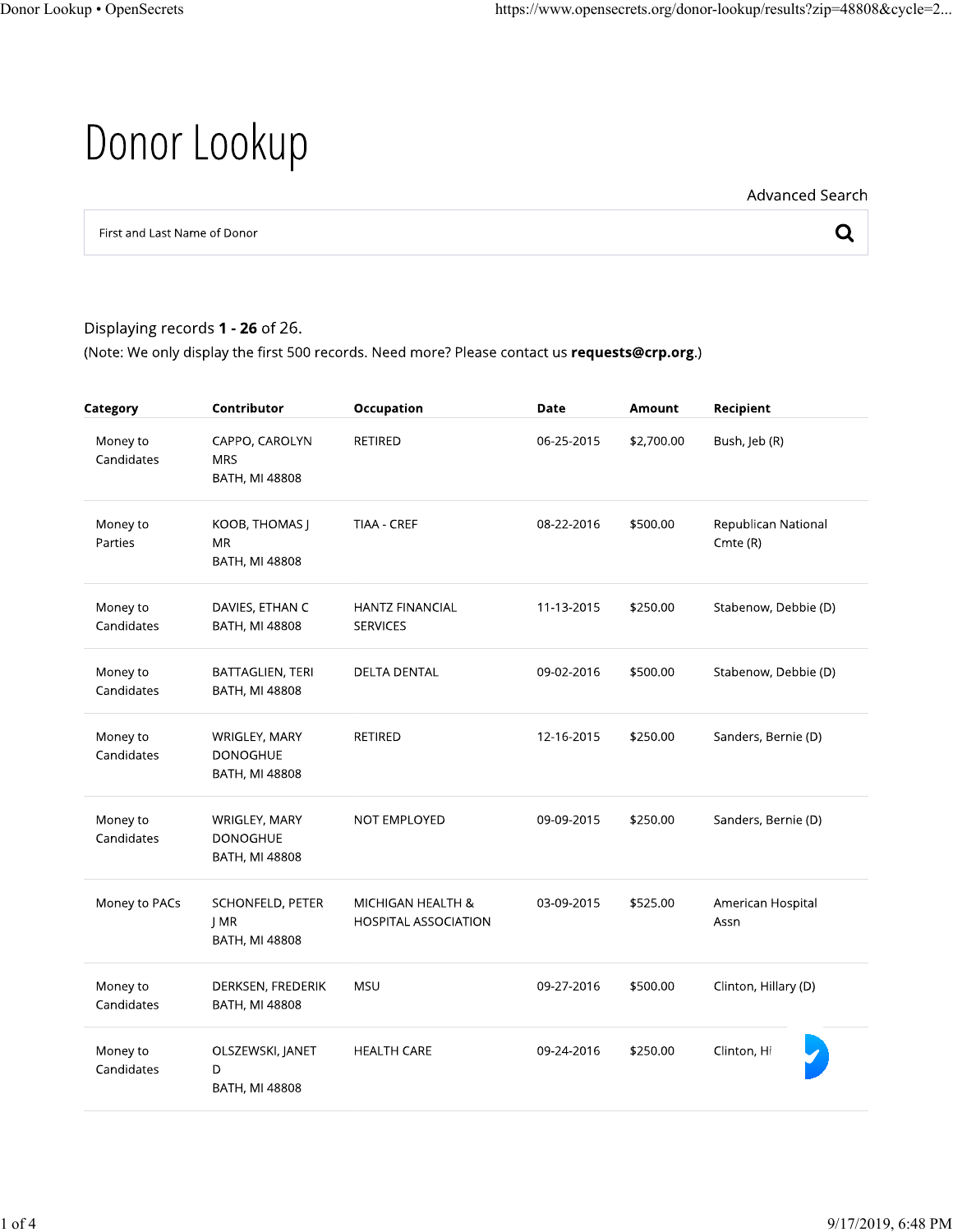# Donor Lookup

Advanced Search

First and Last Name of Donor

Displaying records **1 - 26** of 26.

(Note: We only display the first 500 records. Need more? Please contact us **requests@crp.org**.)

| Category | Contributor | Occupation | Date | Amount | Recipient |
|---|---|---|---|---|---|
| Money to Candidates | CAPPO, CAROLYN MRS<br>BATH, MI 48808 | RETIRED | 06-25-2015 | $2,700.00 | Bush, Jeb (R) |
| Money to Parties | KOOB, THOMAS J MR<br>BATH, MI 48808 | TIAA - CREF | 08-22-2016 | $500.00 | Republican National Cmte (R) |
| Money to Candidates | DAVIES, ETHAN C<br>BATH, MI 48808 | HANTZ FINANCIAL SERVICES | 11-13-2015 | $250.00 | Stabenow, Debbie (D) |
| Money to Candidates | BATTAGLIEN, TERI<br>BATH, MI 48808 | DELTA DENTAL | 09-02-2016 | $500.00 | Stabenow, Debbie (D) |
| Money to Candidates | WRIGLEY, MARY DONOGHUE<br>BATH, MI 48808 | RETIRED | 12-16-2015 | $250.00 | Sanders, Bernie (D) |
| Money to Candidates | WRIGLEY, MARY DONOGHUE<br>BATH, MI 48808 | NOT EMPLOYED | 09-09-2015 | $250.00 | Sanders, Bernie (D) |
| Money to PACs | SCHONFELD, PETER J MR<br>BATH, MI 48808 | MICHIGAN HEALTH & HOSPITAL ASSOCIATION | 03-09-2015 | $525.00 | American Hospital Assn |
| Money to Candidates | DERKSEN, FREDERIK<br>BATH, MI 48808 | MSU | 09-27-2016 | $500.00 | Clinton, Hillary (D) |
| Money to Candidates | OLSZEWSKI, JANET D<br>BATH, MI 48808 | HEALTH CARE | 09-24-2016 | $250.00 | Clinton, Hi |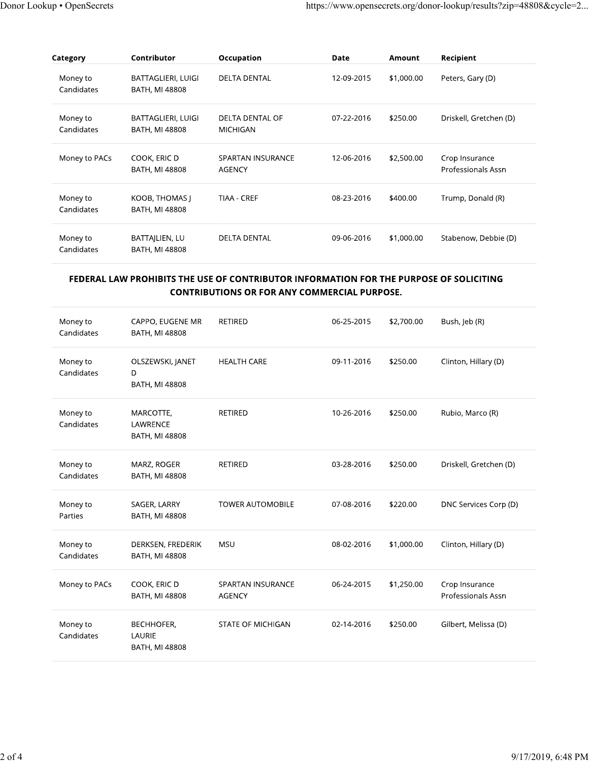| Category | Contributor | Occupation | Date | Amount | Recipient |
|---|---|---|---|---|---|
| Money to Candidates | BATTAGLIERI, LUIGI BATH, MI 48808 | DELTA DENTAL | 12-09-2015 | $1,000.00 | Peters, Gary (D) |
| Money to Candidates | BATTAGLIERI, LUIGI BATH, MI 48808 | DELTA DENTAL OF MICHIGAN | 07-22-2016 | $250.00 | Driskell, Gretchen (D) |
| Money to PACs | COOK, ERIC D BATH, MI 48808 | SPARTAN INSURANCE AGENCY | 12-06-2016 | $2,500.00 | Crop Insurance Professionals Assn |
| Money to Candidates | KOOB, THOMAS J BATH, MI 48808 | TIAA - CREF | 08-23-2016 | $400.00 | Trump, Donald (R) |
| Money to Candidates | BATTAJLIEN, LU BATH, MI 48808 | DELTA DENTAL | 09-06-2016 | $1,000.00 | Stabenow, Debbie (D) |

**FEDERAL LAW PROHIBITS THE USE OF CONTRIBUTOR INFORMATION FOR THE PURPOSE OF SOLICITING CONTRIBUTIONS OR FOR ANY COMMERCIAL PURPOSE.**

| Category | Contributor | Occupation | Date | Amount | Recipient |
|---|---|---|---|---|---|
| Money to Candidates | CAPPO, EUGENE MR BATH, MI 48808 | RETIRED | 06-25-2015 | $2,700.00 | Bush, Jeb (R) |
| Money to Candidates | OLSZEWSKI, JANET D BATH, MI 48808 | HEALTH CARE | 09-11-2016 | $250.00 | Clinton, Hillary (D) |
| Money to Candidates | MARCOTTE, LAWRENCE BATH, MI 48808 | RETIRED | 10-26-2016 | $250.00 | Rubio, Marco (R) |
| Money to Candidates | MARZ, ROGER BATH, MI 48808 | RETIRED | 03-28-2016 | $250.00 | Driskell, Gretchen (D) |
| Money to Parties | SAGER, LARRY BATH, MI 48808 | TOWER AUTOMOBILE | 07-08-2016 | $220.00 | DNC Services Corp (D) |
| Money to Candidates | DERKSEN, FREDERIK BATH, MI 48808 | MSU | 08-02-2016 | $1,000.00 | Clinton, Hillary (D) |
| Money to PACs | COOK, ERIC D BATH, MI 48808 | SPARTAN INSURANCE AGENCY | 06-24-2015 | $1,250.00 | Crop Insurance Professionals Assn |
| Money to Candidates | BECHHOFER, LAURIE BATH, MI 48808 | STATE OF MICHIGAN | 02-14-2016 | $250.00 | Gilbert, Melissa (D) |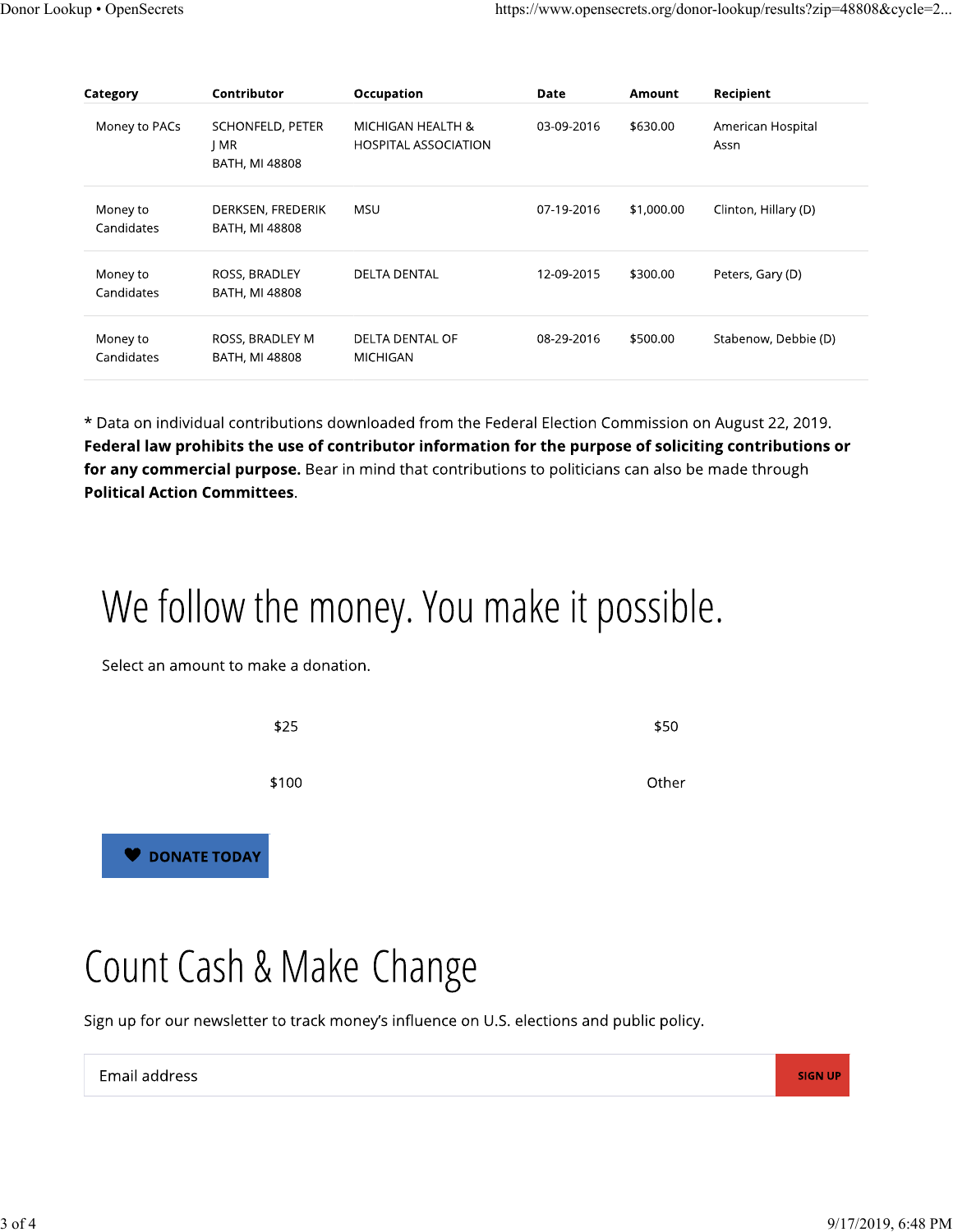| Category | Contributor | Occupation | Date | Amount | Recipient |
| --- | --- | --- | --- | --- | --- |
| Money to PACs | SCHONFELD, PETER J MR<br>BATH, MI 48808 | MICHIGAN HEALTH & HOSPITAL ASSOCIATION | 03-09-2016 | $630.00 | American Hospital Assn |
| Money to Candidates | DERKSEN, FREDERIK<br>BATH, MI 48808 | MSU | 07-19-2016 | $1,000.00 | Clinton, Hillary (D) |
| Money to Candidates | ROSS, BRADLEY<br>BATH, MI 48808 | DELTA DENTAL | 12-09-2015 | $300.00 | Peters, Gary (D) |
| Money to Candidates | ROSS, BRADLEY M<br>BATH, MI 48808 | DELTA DENTAL OF MICHIGAN | 08-29-2016 | $500.00 | Stabenow, Debbie (D) |

* Data on individual contributions downloaded from the Federal Election Commission on August 22, 2019. **Federal law prohibits the use of contributor information for the purpose of soliciting contributions or for any commercial purpose.** Bear in mind that contributions to politicians can also be made through **Political Action Committees**.

# We follow the money. You make it possible.

Select an amount to make a donation.

$25

$50

$100

Other

DONATE TODAY

# Count Cash & Make Change

Sign up for our newsletter to track money's influence on U.S. elections and public policy.

Email address

SIGN UP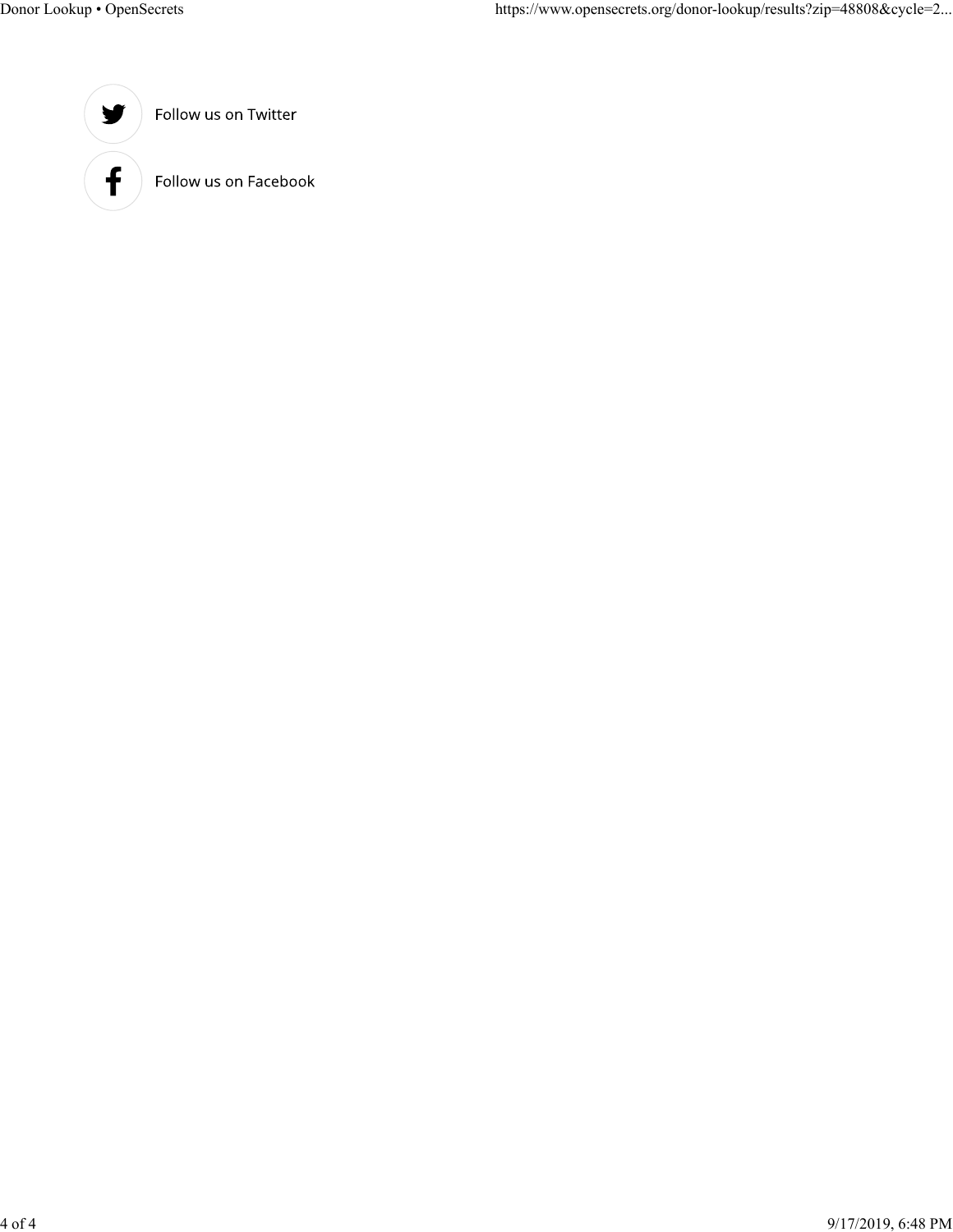Follow us on Twitter

Follow us on Facebook